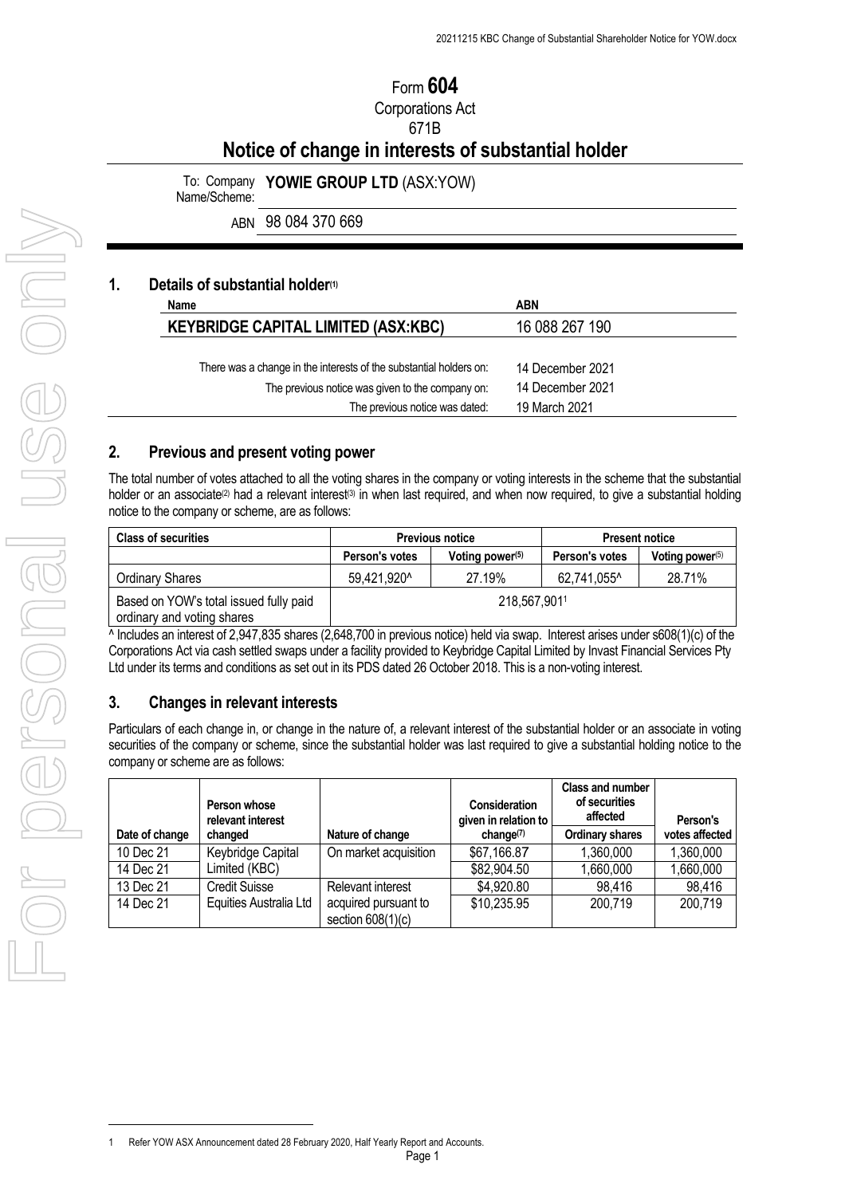# Form **604**

Corporations Act

671B

## Notice of change in interests of substantial holder

To: Company Name/Scheme: **YOWIE GROUP LTD** (ASX:YOW)

ABN 98 084 370 669

### 1. Details of substantial holder[1]

| Name | ABN |
|---|---|
| **KEYBRIDGE CAPITAL LIMITED (ASX:KBC)** | 16 088 267 190 |

| | |
|---|---|
| There was a change in the interests of the substantial holders on: | 14 December 2021 |
| The previous notice was given to the company on: | 14 December 2021 |
| The previous notice was dated: | 19 March 2021 |

### 2. Previous and present voting power

The total number of votes attached to all the voting shares in the company or voting interests in the scheme that the substantial holder or an associate[2] had a relevant interest[3] in when last required, and when now required, to give a substantial holding notice to the company or scheme, are as follows:

| Class of securities | Previous notice | | Present notice | |
|---|---|---|---|---|
| | Person's votes | Voting power[5] | Person's votes | Voting power[5] |
| Ordinary Shares | 59,421,920^ | 27.19% | 62,741,055^ | 28.71% |
| Based on YOW's total issued fully paid ordinary and voting shares | 218,567,901[1] | | | |

^ Includes an interest of 2,947,835 shares (2,648,700 in previous notice) held via swap. Interest arises under s608(1)(c) of the Corporations Act via cash settled swaps under a facility provided to Keybridge Capital Limited by Invast Financial Services Pty Ltd under its terms and conditions as set out in its PDS dated 26 October 2018. This is a non-voting interest.

### 3. Changes in relevant interests

Particulars of each change in, or change in the nature of, a relevant interest of the substantial holder or an associate in voting securities of the company or scheme, since the substantial holder was last required to give a substantial holding notice to the company or scheme are as follows:

| Date of change | Person whose relevant interest changed | Nature of change | Consideration given in relation to change[7] | Class and number of securities affected | Person's votes affected |
|---|---|---|---|---|---|
| | | | | Ordinary shares | |
| 10 Dec 21 | Keybridge Capital Limited (KBC) | On market acquisition | $67,166.87 | 1,360,000 | 1,360,000 |
| 14 Dec 21 | | | $82,904.50 | 1,660,000 | 1,660,000 |
| 13 Dec 21 | Credit Suisse Equities Australia Ltd | Relevant interest acquired pursuant to section 608(1)(c) | $4,920.80 | 98,416 | 98,416 |
| 14 Dec 21 | | | $10,235.95 | 200,719 | 200,719 |

---

1 Refer YOW ASX Announcement dated 28 February 2020, Half Yearly Report and Accounts.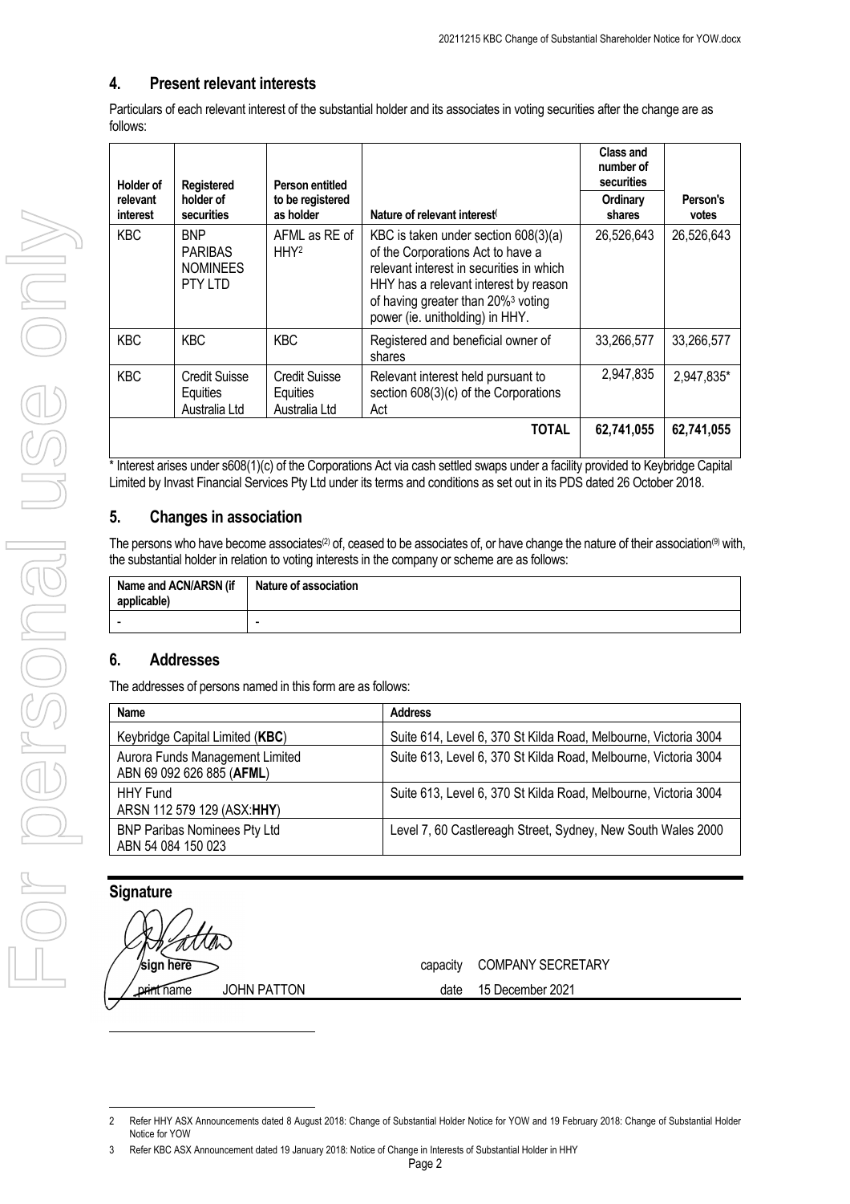## 4. Present relevant interests

Particulars of each relevant interest of the substantial holder and its associates in voting securities after the change are as follows:

| Holder of relevant interest | Registered holder of securities | Person entitled to be registered as holder | Nature of relevant interest( | Class and number of securities Ordinary shares | Person's votes |
|---|---|---|---|---|---|
| KBC | BNP PARIBAS NOMINEES PTY LTD | AFML as RE of HHY[2] | KBC is taken under section 608(3)(a) of the Corporations Act to have a relevant interest in securities in which HHY has a relevant interest by reason of having greater than 20%[3] voting power (ie. unitholding) in HHY. | 26,526,643 | 26,526,643 |
| KBC | KBC | KBC | Registered and beneficial owner of shares | 33,266,577 | 33,266,577 |
| KBC | Credit Suisse Equities Australia Ltd | Credit Suisse Equities Australia Ltd | Relevant interest held pursuant to section 608(3)(c) of the Corporations Act | 2,947,835 | 2,947,835* |
| | | | **TOTAL** | **62,741,055** | **62,741,055** |

\* Interest arises under s608(1)(c) of the Corporations Act via cash settled swaps under a facility provided to Keybridge Capital Limited by Invast Financial Services Pty Ltd under its terms and conditions as set out in its PDS dated 26 October 2018.

## 5. Changes in association

The persons who have become associates(2) of, ceased to be associates of, or have change the nature of their association(9) with, the substantial holder in relation to voting interests in the company or scheme are as follows:

| Name and ACN/ARSN (if applicable) | Nature of association |
|---|---|
| - | - |

## 6. Addresses

The addresses of persons named in this form are as follows:

| Name | Address |
|---|---|
| Keybridge Capital Limited (**KBC**) | Suite 614, Level 6, 370 St Kilda Road, Melbourne, Victoria 3004 |
| Aurora Funds Management Limited ABN 69 092 626 885 (**AFML**) | Suite 613, Level 6, 370 St Kilda Road, Melbourne, Victoria 3004 |
| HHY Fund ARSN 112 579 129 (ASX:**HHY**) | Suite 613, Level 6, 370 St Kilda Road, Melbourne, Victoria 3004 |
| BNP Paribas Nominees Pty Ltd ABN 54 084 150 023 | Level 7, 60 Castlereagh Street, Sydney, New South Wales 2000 |

## Signature

sign here capacity COMPANY SECRETARY

print name JOHN PATTON date 15 December 2021

---

2 Refer HHY ASX Announcements dated 8 August 2018: Change of Substantial Holder Notice for YOW and 19 February 2018: Change of Substantial Holder Notice for YOW

3 Refer KBC ASX Announcement dated 19 January 2018: Notice of Change in Interests of Substantial Holder in HHY